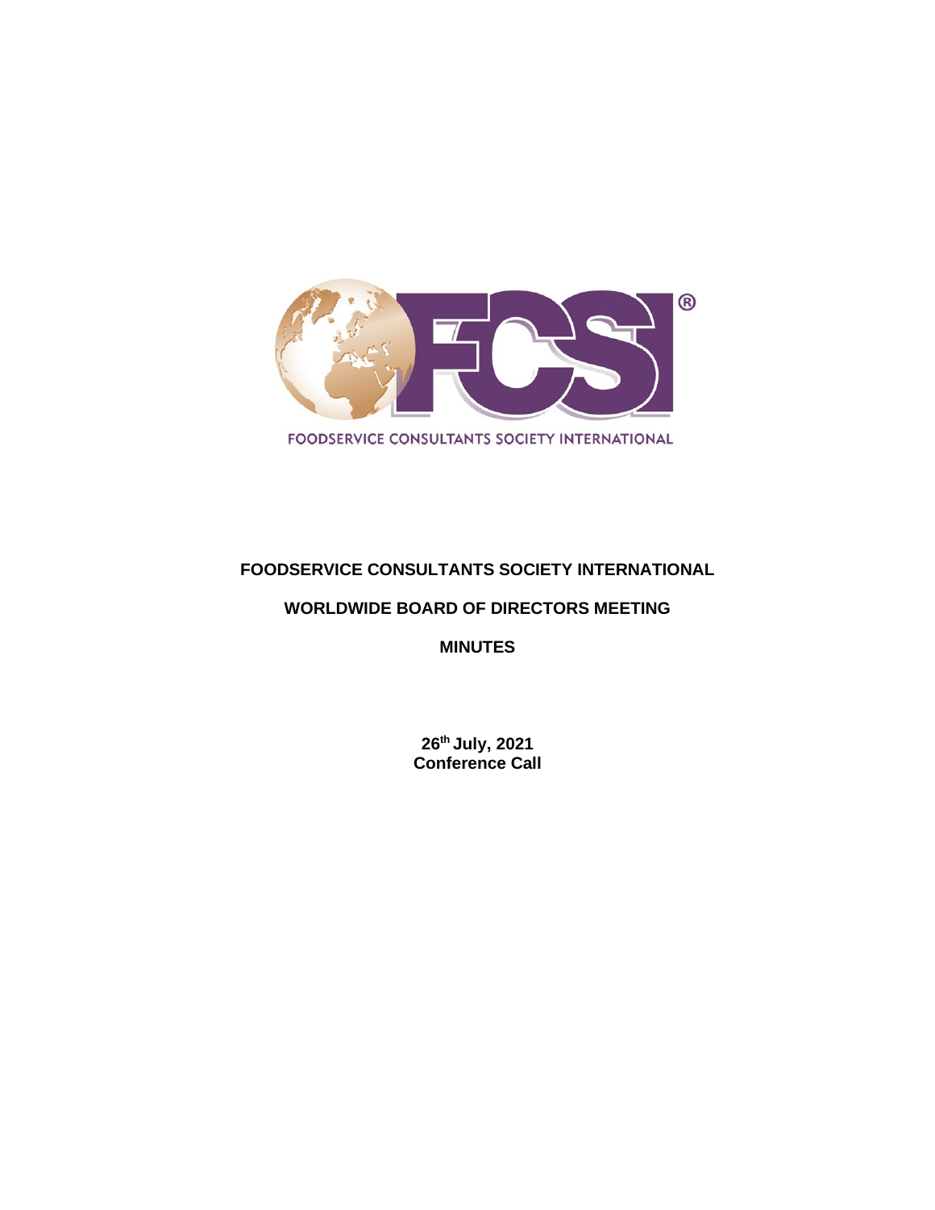FOODSERVICE CONSULTANTS SOCIETY INTERNATIONAL

# FOODSERVICE CONSULTANTS SOCIETY INTERNATIONAL

## WORLDWIDE BOARD OF DIRECTORS MEETING

## MINUTES

**26th July, 2021**
**Conference Call**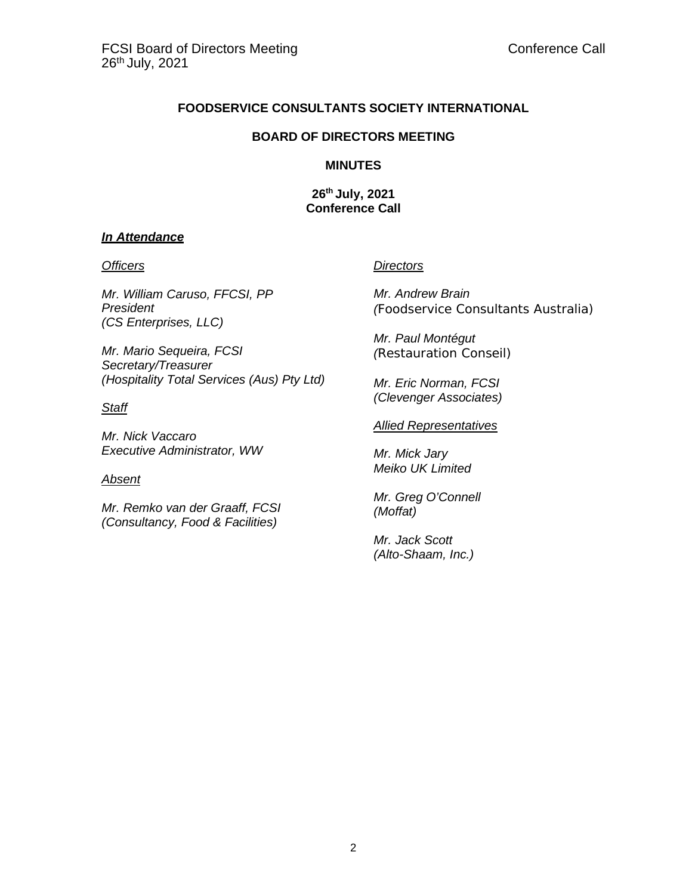**FOODSERVICE CONSULTANTS SOCIETY INTERNATIONAL**

**BOARD OF DIRECTORS MEETING**

**MINUTES**

**26th July, 2021**
**Conference Call**

***In Attendance***

*Officers*

*Mr. William Caruso, FFCSI, PP*
*President*
*(CS Enterprises, LLC)*

*Mr. Mario Sequeira, FCSI*
*Secretary/Treasurer*
*(Hospitality Total Services (Aus) Pty Ltd)*

*Staff*

*Mr. Nick Vaccaro*
*Executive Administrator, WW*

*Absent*

*Mr. Remko van der Graaff, FCSI*
*(Consultancy, Food & Facilities)*

*Directors*

*Mr. Andrew Brain*
*(Foodservice Consultants Australia)*

*Mr. Paul Montégut*
*(Restauration Conseil)*

*Mr. Eric Norman, FCSI*
*(Clevenger Associates)*

*Allied Representatives*

*Mr. Mick Jary*
*Meiko UK Limited*

*Mr. Greg O'Connell*
*(Moffat)*

*Mr. Jack Scott*
*(Alto-Shaam, Inc.)*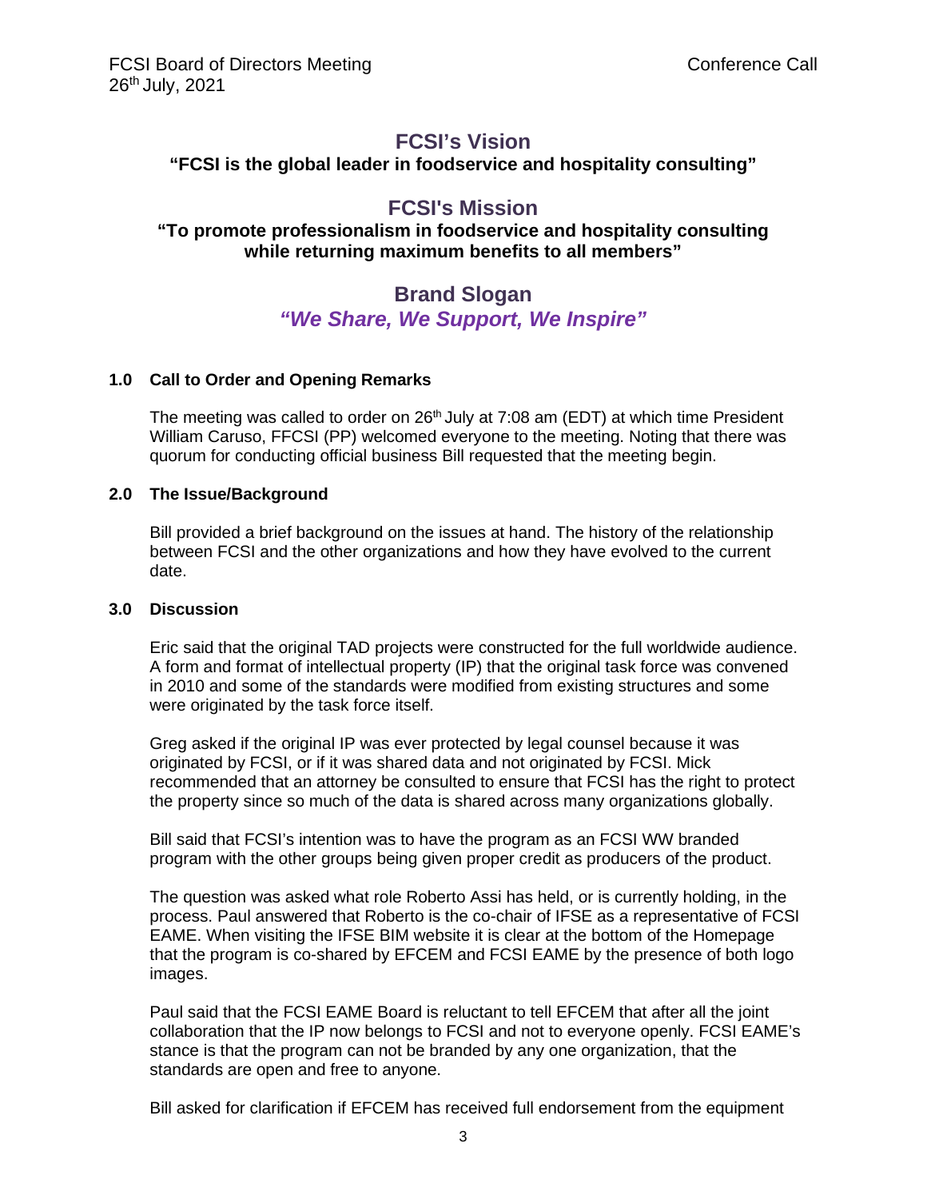## FCSI's Vision

**"FCSI is the global leader in foodservice and hospitality consulting"**

## FCSI's Mission

**"To promote professionalism in foodservice and hospitality consulting while returning maximum benefits to all members"**

## Brand Slogan

***"We Share, We Support, We Inspire"***

### 1.0 Call to Order and Opening Remarks

The meeting was called to order on 26th July at 7:08 am (EDT) at which time President William Caruso, FFCSI (PP) welcomed everyone to the meeting. Noting that there was quorum for conducting official business Bill requested that the meeting begin.

### 2.0 The Issue/Background

Bill provided a brief background on the issues at hand. The history of the relationship between FCSI and the other organizations and how they have evolved to the current date.

### 3.0 Discussion

Eric said that the original TAD projects were constructed for the full worldwide audience. A form and format of intellectual property (IP) that the original task force was convened in 2010 and some of the standards were modified from existing structures and some were originated by the task force itself.

Greg asked if the original IP was ever protected by legal counsel because it was originated by FCSI, or if it was shared data and not originated by FCSI. Mick recommended that an attorney be consulted to ensure that FCSI has the right to protect the property since so much of the data is shared across many organizations globally.

Bill said that FCSI's intention was to have the program as an FCSI WW branded program with the other groups being given proper credit as producers of the product.

The question was asked what role Roberto Assi has held, or is currently holding, in the process. Paul answered that Roberto is the co-chair of IFSE as a representative of FCSI EAME. When visiting the IFSE BIM website it is clear at the bottom of the Homepage that the program is co-shared by EFCEM and FCSI EAME by the presence of both logo images.

Paul said that the FCSI EAME Board is reluctant to tell EFCEM that after all the joint collaboration that the IP now belongs to FCSI and not to everyone openly. FCSI EAME's stance is that the program can not be branded by any one organization, that the standards are open and free to anyone.

Bill asked for clarification if EFCEM has received full endorsement from the equipment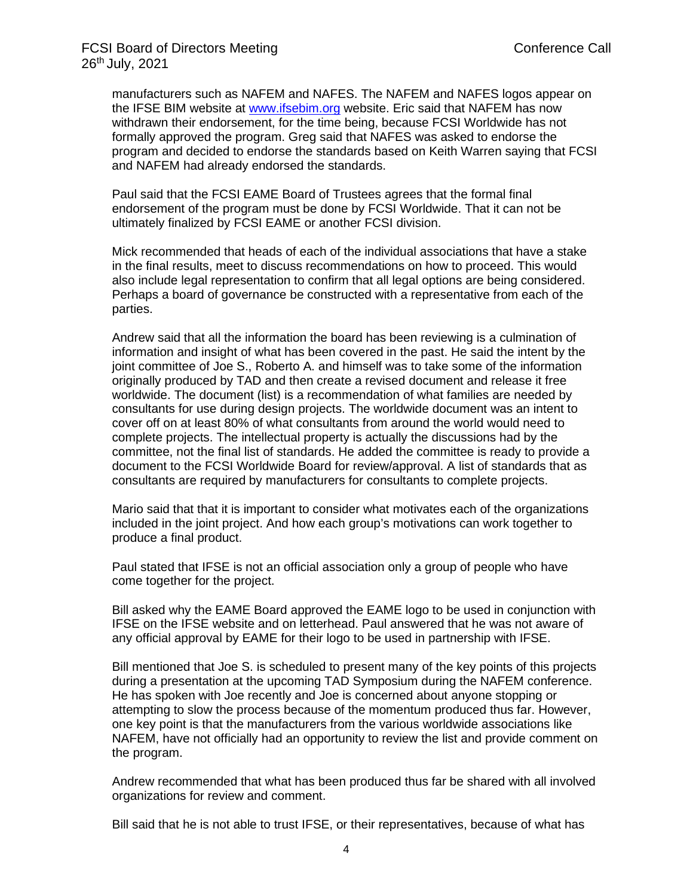manufacturers such as NAFEM and NAFES. The NAFEM and NAFES logos appear on the IFSE BIM website at [www.ifsebim.org](http://www.ifsebim.org) website. Eric said that NAFEM has now withdrawn their endorsement, for the time being, because FCSI Worldwide has not formally approved the program. Greg said that NAFES was asked to endorse the program and decided to endorse the standards based on Keith Warren saying that FCSI and NAFEM had already endorsed the standards.

Paul said that the FCSI EAME Board of Trustees agrees that the formal final endorsement of the program must be done by FCSI Worldwide. That it can not be ultimately finalized by FCSI EAME or another FCSI division.

Mick recommended that heads of each of the individual associations that have a stake in the final results, meet to discuss recommendations on how to proceed. This would also include legal representation to confirm that all legal options are being considered. Perhaps a board of governance be constructed with a representative from each of the parties.

Andrew said that all the information the board has been reviewing is a culmination of information and insight of what has been covered in the past. He said the intent by the joint committee of Joe S., Roberto A. and himself was to take some of the information originally produced by TAD and then create a revised document and release it free worldwide. The document (list) is a recommendation of what families are needed by consultants for use during design projects. The worldwide document was an intent to cover off on at least 80% of what consultants from around the world would need to complete projects. The intellectual property is actually the discussions had by the committee, not the final list of standards. He added the committee is ready to provide a document to the FCSI Worldwide Board for review/approval. A list of standards that as consultants are required by manufacturers for consultants to complete projects.

Mario said that that it is important to consider what motivates each of the organizations included in the joint project. And how each group's motivations can work together to produce a final product.

Paul stated that IFSE is not an official association only a group of people who have come together for the project.

Bill asked why the EAME Board approved the EAME logo to be used in conjunction with IFSE on the IFSE website and on letterhead. Paul answered that he was not aware of any official approval by EAME for their logo to be used in partnership with IFSE.

Bill mentioned that Joe S. is scheduled to present many of the key points of this projects during a presentation at the upcoming TAD Symposium during the NAFEM conference. He has spoken with Joe recently and Joe is concerned about anyone stopping or attempting to slow the process because of the momentum produced thus far. However, one key point is that the manufacturers from the various worldwide associations like NAFEM, have not officially had an opportunity to review the list and provide comment on the program.

Andrew recommended that what has been produced thus far be shared with all involved organizations for review and comment.

Bill said that he is not able to trust IFSE, or their representatives, because of what has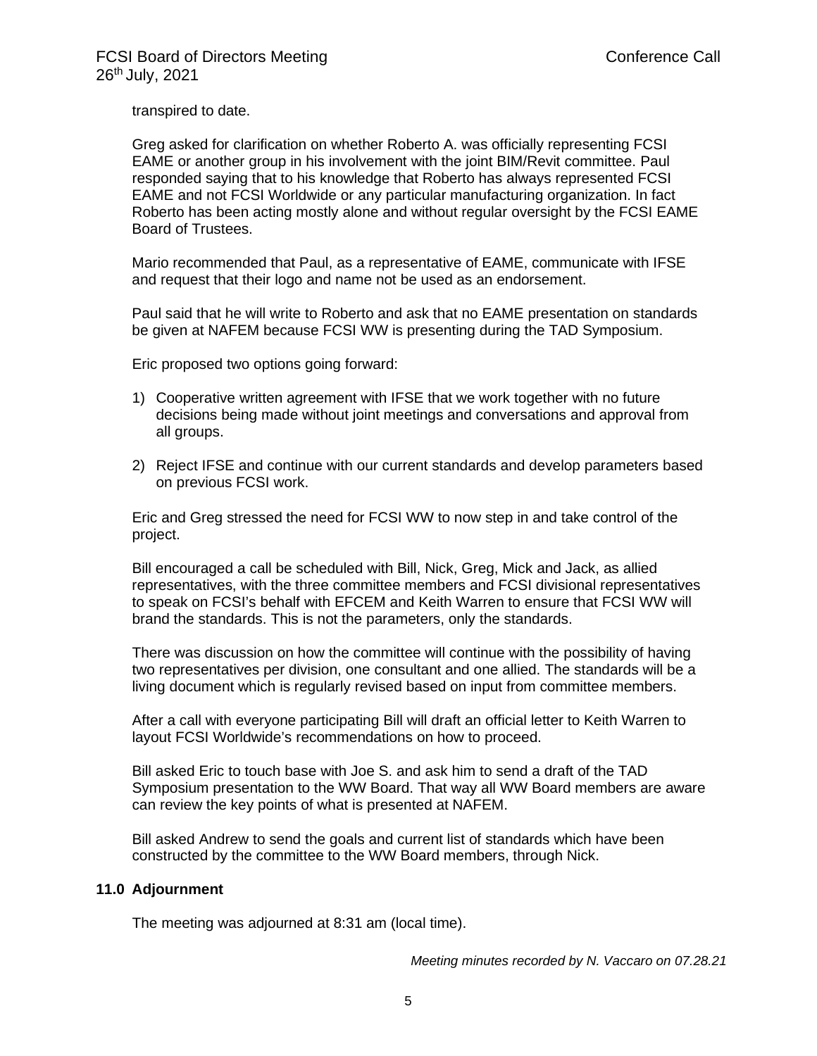transpired to date.

Greg asked for clarification on whether Roberto A. was officially representing FCSI EAME or another group in his involvement with the joint BIM/Revit committee. Paul responded saying that to his knowledge that Roberto has always represented FCSI EAME and not FCSI Worldwide or any particular manufacturing organization. In fact Roberto has been acting mostly alone and without regular oversight by the FCSI EAME Board of Trustees.

Mario recommended that Paul, as a representative of EAME, communicate with IFSE and request that their logo and name not be used as an endorsement.

Paul said that he will write to Roberto and ask that no EAME presentation on standards be given at NAFEM because FCSI WW is presenting during the TAD Symposium.

Eric proposed two options going forward:

1) Cooperative written agreement with IFSE that we work together with no future decisions being made without joint meetings and conversations and approval from all groups.

2) Reject IFSE and continue with our current standards and develop parameters based on previous FCSI work.

Eric and Greg stressed the need for FCSI WW to now step in and take control of the project.

Bill encouraged a call be scheduled with Bill, Nick, Greg, Mick and Jack, as allied representatives, with the three committee members and FCSI divisional representatives to speak on FCSI's behalf with EFCEM and Keith Warren to ensure that FCSI WW will brand the standards. This is not the parameters, only the standards.

There was discussion on how the committee will continue with the possibility of having two representatives per division, one consultant and one allied. The standards will be a living document which is regularly revised based on input from committee members.

After a call with everyone participating Bill will draft an official letter to Keith Warren to layout FCSI Worldwide's recommendations on how to proceed.

Bill asked Eric to touch base with Joe S. and ask him to send a draft of the TAD Symposium presentation to the WW Board. That way all WW Board members are aware can review the key points of what is presented at NAFEM.

Bill asked Andrew to send the goals and current list of standards which have been constructed by the committee to the WW Board members, through Nick.

### 11.0 Adjournment

The meeting was adjourned at 8:31 am (local time).

*Meeting minutes recorded by N. Vaccaro on 07.28.21*